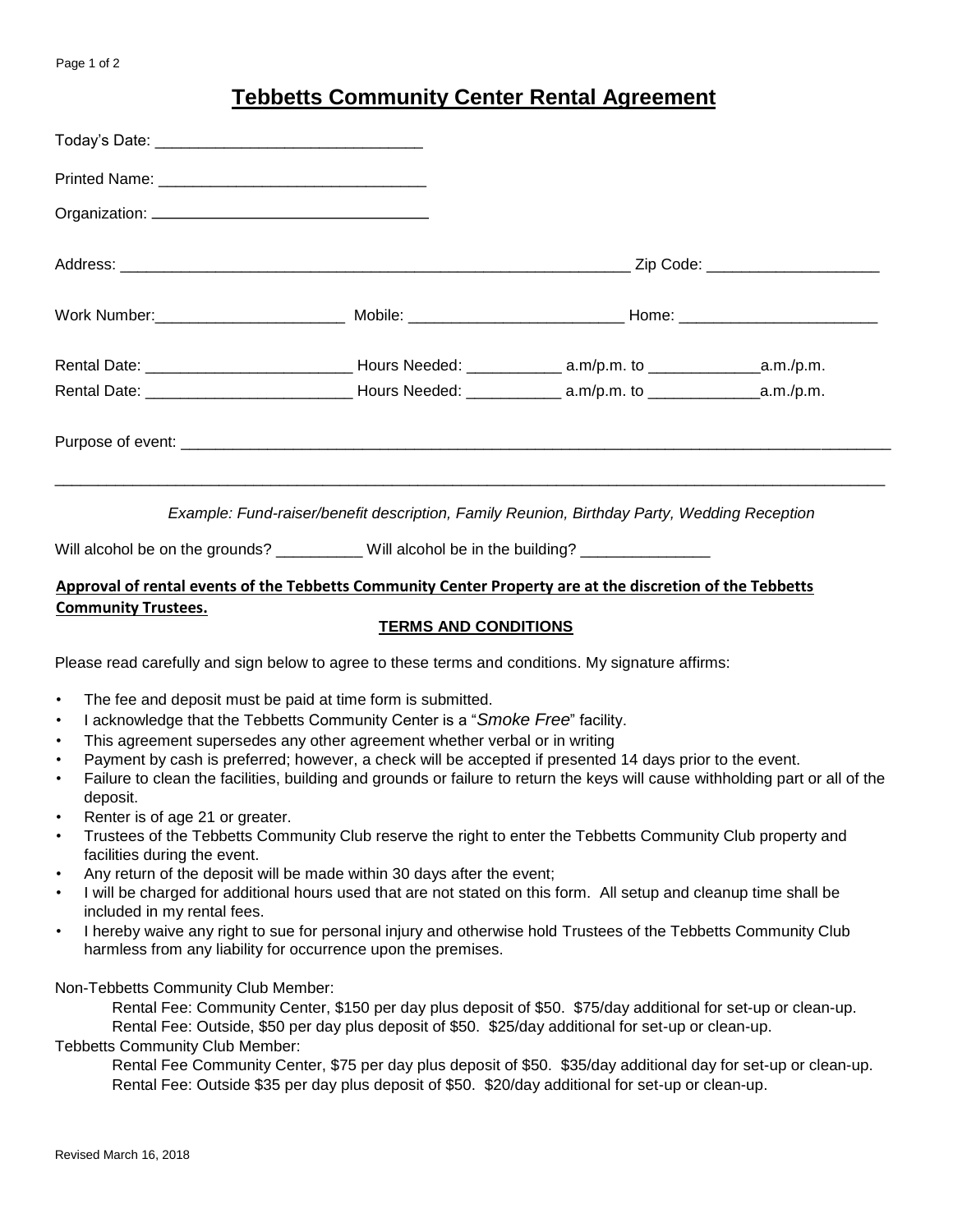# Tebbetts Community Center Rental Agreement

Today's Date: ______________________________

Printed Name: ______________________________

Organization: ______________________________

Address: ____________________________________________________________ Zip Code: ____________________

Work Number:______________________ Mobile: ________________________ Home: _______________________

Rental Date: _______________________ Hours Needed: __________ a.m/p.m. to ____________a.m./p.m.

Rental Date: _______________________ Hours Needed: __________ a.m/p.m. to ____________a.m./p.m.

Purpose of event: ____________________________________________________________________________________

_____________________________________________________________________________________________

*Example: Fund-raiser/benefit description, Family Reunion, Birthday Party, Wedding Reception*

Will alcohol be on the grounds? __________ Will alcohol be in the building? _______________

**Approval of rental events of the Tebbetts Community Center Property are at the discretion of the Tebbetts Community Trustees.**

## TERMS AND CONDITIONS

Please read carefully and sign below to agree to these terms and conditions. My signature affirms:

- The fee and deposit must be paid at time form is submitted.
- I acknowledge that the Tebbetts Community Center is a "*Smoke Free*" facility.
- This agreement supersedes any other agreement whether verbal or in writing
- Payment by cash is preferred; however, a check will be accepted if presented 14 days prior to the event.
- Failure to clean the facilities, building and grounds or failure to return the keys will cause withholding part or all of the deposit.
- Renter is of age 21 or greater.
- Trustees of the Tebbetts Community Club reserve the right to enter the Tebbetts Community Club property and facilities during the event.
- Any return of the deposit will be made within 30 days after the event;
- I will be charged for additional hours used that are not stated on this form. All setup and cleanup time shall be included in my rental fees.
- I hereby waive any right to sue for personal injury and otherwise hold Trustees of the Tebbetts Community Club harmless from any liability for occurrence upon the premises.

Non-Tebbetts Community Club Member:

Rental Fee: Community Center, $150 per day plus deposit of $50. $75/day additional for set-up or clean-up.
Rental Fee: Outside, $50 per day plus deposit of $50. $25/day additional for set-up or clean-up.

Tebbetts Community Club Member:

Rental Fee Community Center, $75 per day plus deposit of $50. $35/day additional day for set-up or clean-up.
Rental Fee: Outside $35 per day plus deposit of $50. $20/day additional for set-up or clean-up.

Revised March 16, 2018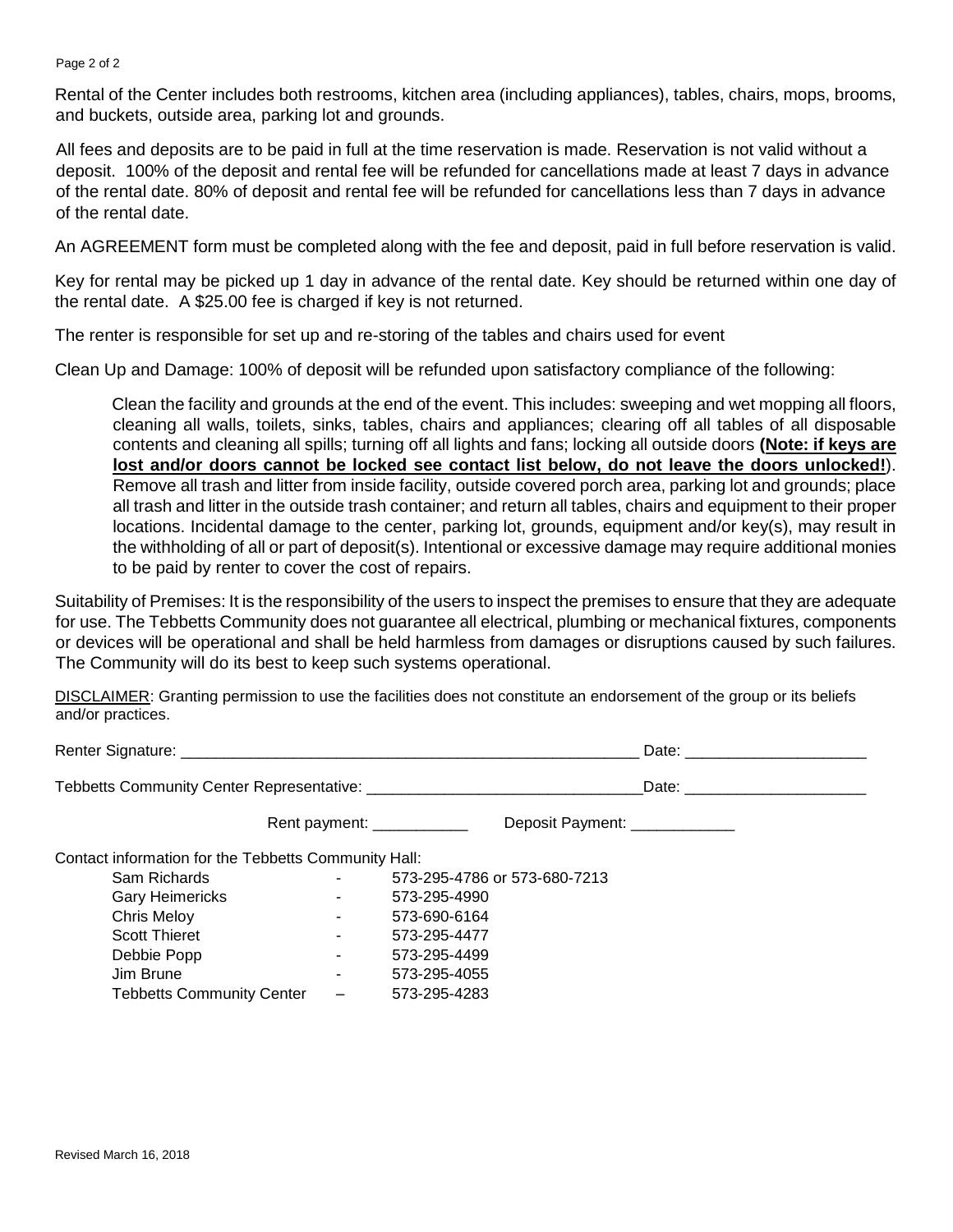Rental of the Center includes both restrooms, kitchen area (including appliances), tables, chairs, mops, brooms, and buckets, outside area, parking lot and grounds.

All fees and deposits are to be paid in full at the time reservation is made. Reservation is not valid without a deposit. 100% of the deposit and rental fee will be refunded for cancellations made at least 7 days in advance of the rental date. 80% of deposit and rental fee will be refunded for cancellations less than 7 days in advance of the rental date.

An AGREEMENT form must be completed along with the fee and deposit, paid in full before reservation is valid.

Key for rental may be picked up 1 day in advance of the rental date. Key should be returned within one day of the rental date. A $25.00 fee is charged if key is not returned.

The renter is responsible for set up and re-storing of the tables and chairs used for event

Clean Up and Damage: 100% of deposit will be refunded upon satisfactory compliance of the following:

> Clean the facility and grounds at the end of the event. This includes: sweeping and wet mopping all floors, cleaning all walls, toilets, sinks, tables, chairs and appliances; clearing off all tables of all disposable contents and cleaning all spills; turning off all lights and fans; locking all outside doors **(<u>Note: if keys are lost and/or doors cannot be locked see contact list below, do not leave the doors unlocked!</u>**). Remove all trash and litter from inside facility, outside covered porch area, parking lot and grounds; place all trash and litter in the outside trash container; and return all tables, chairs and equipment to their proper locations. Incidental damage to the center, parking lot, grounds, equipment and/or key(s), may result in the withholding of all or part of deposit(s). Intentional or excessive damage may require additional monies to be paid by renter to cover the cost of repairs.

Suitability of Premises: It is the responsibility of the users to inspect the premises to ensure that they are adequate for use. The Tebbetts Community does not guarantee all electrical, plumbing or mechanical fixtures, components or devices will be operational and shall be held harmless from damages or disruptions caused by such failures. The Community will do its best to keep such systems operational.

<u>DISCLAIMER</u>: Granting permission to use the facilities does not constitute an endorsement of the group or its beliefs and/or practices.

Renter Signature: _______________________________________________________ Date: ____________________

Tebbetts Community Center Representative: _______________________________Date: ____________________

Rent payment: ___________ Deposit Payment: ____________

Contact information for the Tebbetts Community Hall:

| | | |
|---|---|---|
| Sam Richards | - | 573-295-4786 or 573-680-7213 |
| Gary Heimericks | - | 573-295-4990 |
| Chris Meloy | - | 573-690-6164 |
| Scott Thieret | - | 573-295-4477 |
| Debbie Popp | - | 573-295-4499 |
| Jim Brune | - | 573-295-4055 |
| Tebbetts Community Center | – | 573-295-4283 |

Revised March 16, 2018